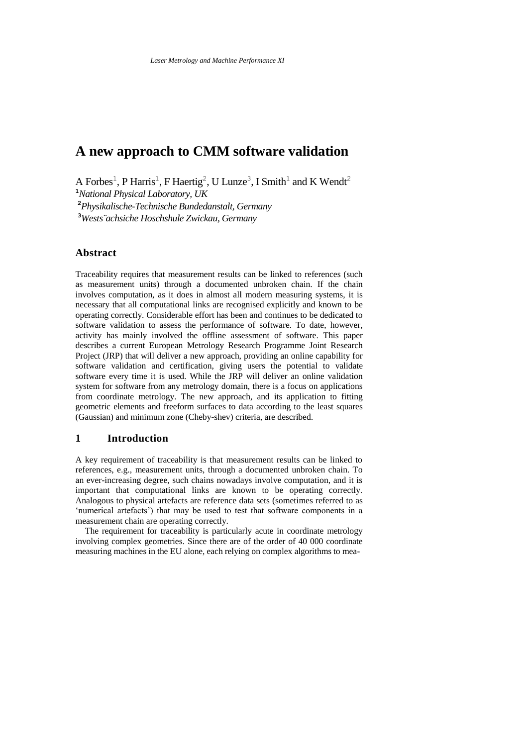# A new approach to CMM software validation

A Forbes[1], P Harris[1], F Haertig[2], U Lunze[3], I Smith[1] and K Wendt[2]

[1] *National Physical Laboratory, UK*

[2] *Physikalische-Technische Bundedanstalt, Germany*

[3] *Wests¨achsiche Hoschshule Zwickau, Germany*

## Abstract

Traceability requires that measurement results can be linked to references (such as measurement units) through a documented unbroken chain. If the chain involves computation, as it does in almost all modern measuring systems, it is necessary that all computational links are recognised explicitly and known to be operating correctly. Considerable effort has been and continues to be dedicated to software validation to assess the performance of software. To date, however, activity has mainly involved the offline assessment of software. This paper describes a current European Metrology Research Programme Joint Research Project (JRP) that will deliver a new approach, providing an online capability for software validation and certification, giving users the potential to validate software every time it is used. While the JRP will deliver an online validation system for software from any metrology domain, there is a focus on applications from coordinate metrology. The new approach, and its application to fitting geometric elements and freeform surfaces to data according to the least squares (Gaussian) and minimum zone (Cheby-shev) criteria, are described.

## 1 Introduction

A key requirement of traceability is that measurement results can be linked to references, e.g., measurement units, through a documented unbroken chain. To an ever-increasing degree, such chains nowadays involve computation, and it is important that computational links are known to be operating correctly. Analogous to physical artefacts are reference data sets (sometimes referred to as 'numerical artefacts') that may be used to test that software components in a measurement chain are operating correctly.

The requirement for traceability is particularly acute in coordinate metrology involving complex geometries. Since there are of the order of 40 000 coordinate measuring machines in the EU alone, each relying on complex algorithms to mea-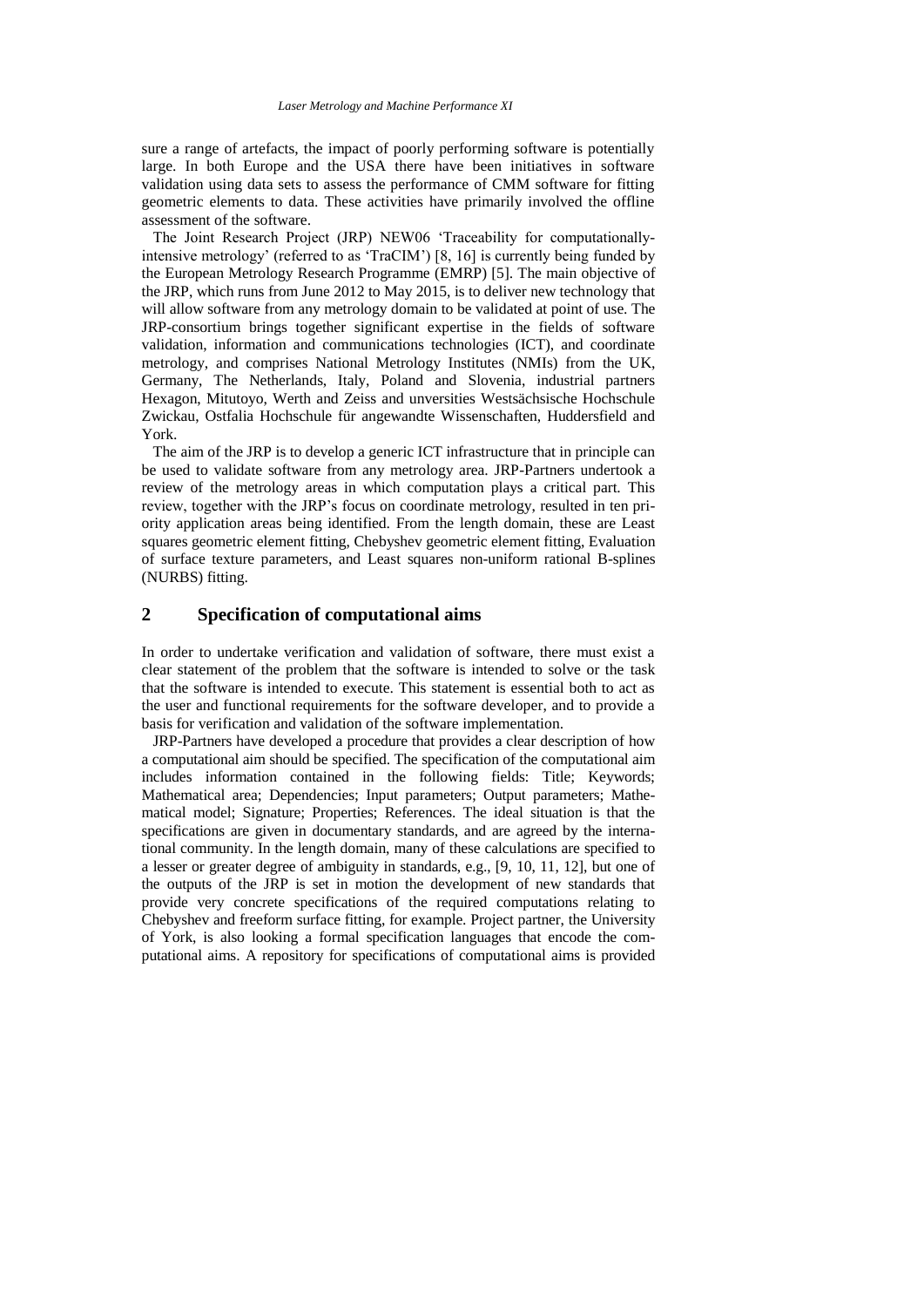sure a range of artefacts, the impact of poorly performing software is potentially large. In both Europe and the USA there have been initiatives in software validation using data sets to assess the performance of CMM software for fitting geometric elements to data. These activities have primarily involved the offline assessment of the software.

The Joint Research Project (JRP) NEW06 'Traceability for computationally-intensive metrology' (referred to as 'TraCIM') [8, 16] is currently being funded by the European Metrology Research Programme (EMRP) [5]. The main objective of the JRP, which runs from June 2012 to May 2015, is to deliver new technology that will allow software from any metrology domain to be validated at point of use. The JRP-consortium brings together significant expertise in the fields of software validation, information and communications technologies (ICT), and coordinate metrology, and comprises National Metrology Institutes (NMIs) from the UK, Germany, The Netherlands, Italy, Poland and Slovenia, industrial partners Hexagon, Mitutoyo, Werth and Zeiss and unversities Westsächsische Hochschule Zwickau, Ostfalia Hochschule für angewandte Wissenschaften, Huddersfield and York.

The aim of the JRP is to develop a generic ICT infrastructure that in principle can be used to validate software from any metrology area. JRP-Partners undertook a review of the metrology areas in which computation plays a critical part. This review, together with the JRP's focus on coordinate metrology, resulted in ten priority application areas being identified. From the length domain, these are Least squares geometric element fitting, Chebyshev geometric element fitting, Evaluation of surface texture parameters, and Least squares non-uniform rational B-splines (NURBS) fitting.

## 2 Specification of computational aims

In order to undertake verification and validation of software, there must exist a clear statement of the problem that the software is intended to solve or the task that the software is intended to execute. This statement is essential both to act as the user and functional requirements for the software developer, and to provide a basis for verification and validation of the software implementation.

JRP-Partners have developed a procedure that provides a clear description of how a computational aim should be specified. The specification of the computational aim includes information contained in the following fields: Title; Keywords; Mathematical area; Dependencies; Input parameters; Output parameters; Mathematical model; Signature; Properties; References. The ideal situation is that the specifications are given in documentary standards, and are agreed by the international community. In the length domain, many of these calculations are specified to a lesser or greater degree of ambiguity in standards, e.g., [9, 10, 11, 12], but one of the outputs of the JRP is set in motion the development of new standards that provide very concrete specifications of the required computations relating to Chebyshev and freeform surface fitting, for example. Project partner, the University of York, is also looking a formal specification languages that encode the computational aims. A repository for specifications of computational aims is provided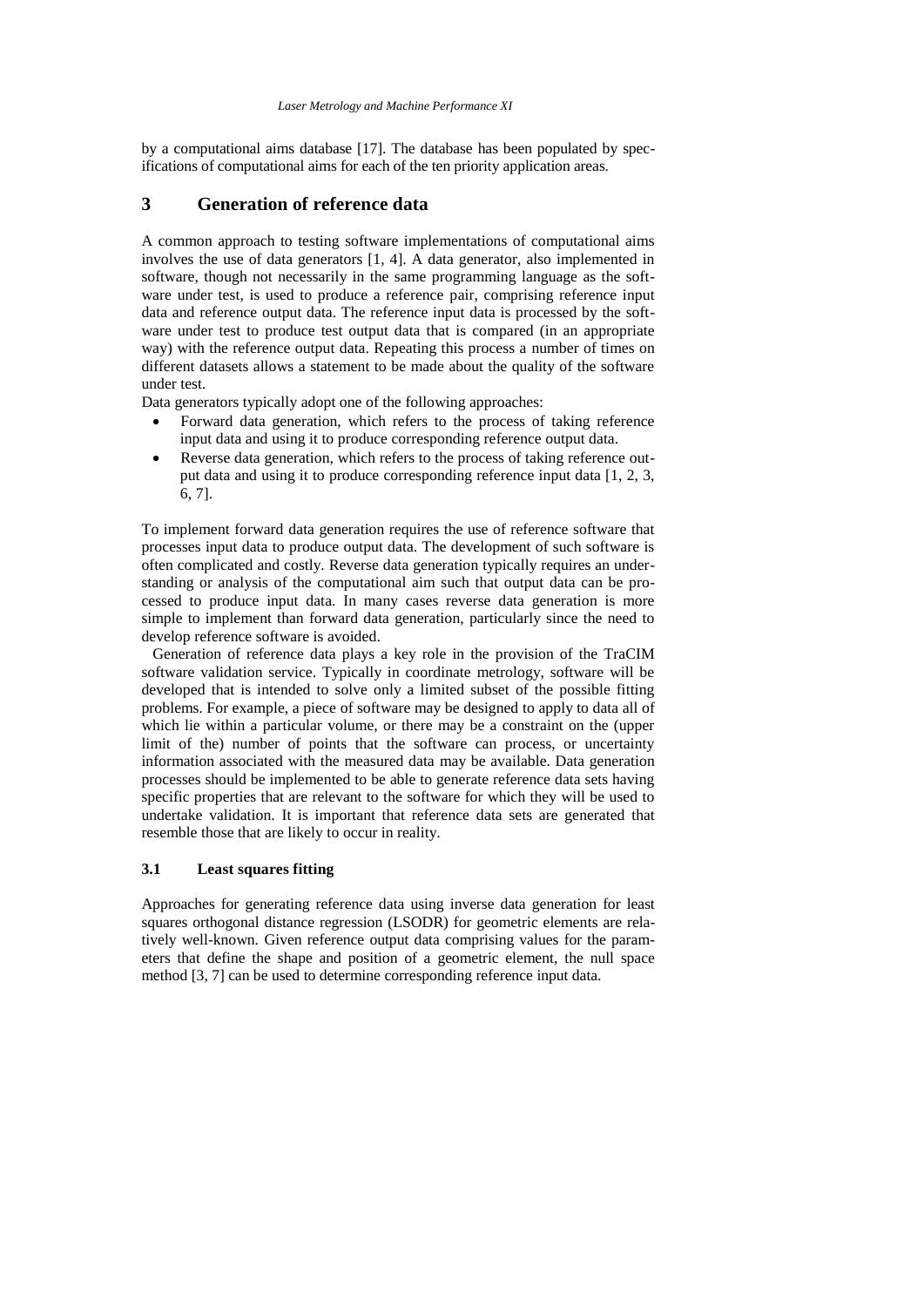by a computational aims database [17]. The database has been populated by specifications of computational aims for each of the ten priority application areas.

## 3 Generation of reference data

A common approach to testing software implementations of computational aims involves the use of data generators [1, 4]. A data generator, also implemented in software, though not necessarily in the same programming language as the software under test, is used to produce a reference pair, comprising reference input data and reference output data. The reference input data is processed by the software under test to produce test output data that is compared (in an appropriate way) with the reference output data. Repeating this process a number of times on different datasets allows a statement to be made about the quality of the software under test.

Data generators typically adopt one of the following approaches:

- Forward data generation, which refers to the process of taking reference input data and using it to produce corresponding reference output data.
- Reverse data generation, which refers to the process of taking reference output data and using it to produce corresponding reference input data [1, 2, 3, 6, 7].

To implement forward data generation requires the use of reference software that processes input data to produce output data. The development of such software is often complicated and costly. Reverse data generation typically requires an understanding or analysis of the computational aim such that output data can be processed to produce input data. In many cases reverse data generation is more simple to implement than forward data generation, particularly since the need to develop reference software is avoided.

Generation of reference data plays a key role in the provision of the TraCIM software validation service. Typically in coordinate metrology, software will be developed that is intended to solve only a limited subset of the possible fitting problems. For example, a piece of software may be designed to apply to data all of which lie within a particular volume, or there may be a constraint on the (upper limit of the) number of points that the software can process, or uncertainty information associated with the measured data may be available. Data generation processes should be implemented to be able to generate reference data sets having specific properties that are relevant to the software for which they will be used to undertake validation. It is important that reference data sets are generated that resemble those that are likely to occur in reality.

### 3.1 Least squares fitting

Approaches for generating reference data using inverse data generation for least squares orthogonal distance regression (LSODR) for geometric elements are relatively well-known. Given reference output data comprising values for the parameters that define the shape and position of a geometric element, the null space method [3, 7] can be used to determine corresponding reference input data.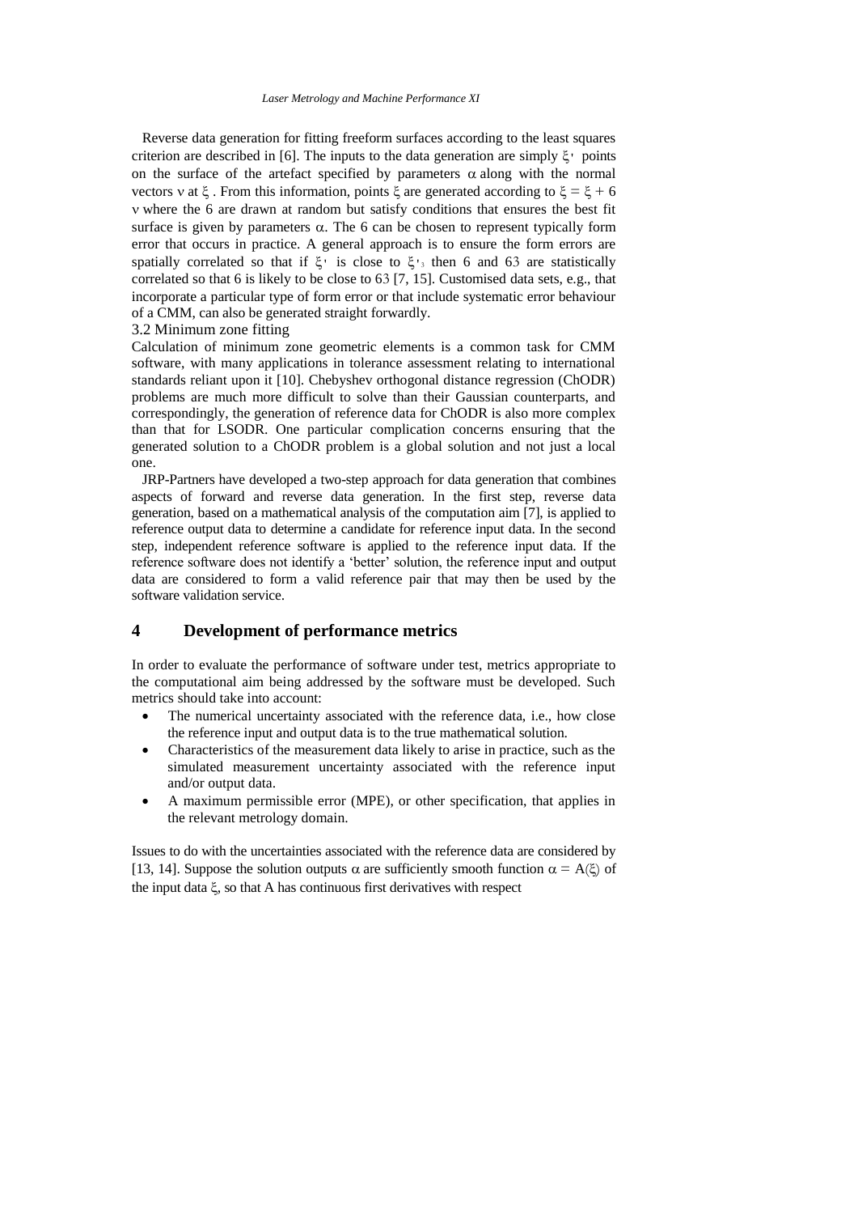Reverse data generation for fitting freeform surfaces according to the least squares criterion are described in [6]. The inputs to the data generation are simply $\xi'$ points on the surface of the artefact specified by parameters $\alpha$ along with the normal vectors $\nu$ at $\xi$ . From this information, points $\xi$ are generated according to $\xi = \xi + 6$ $\nu$ where the 6 are drawn at random but satisfy conditions that ensures the best fit surface is given by parameters $\alpha$. The 6 can be chosen to represent typically form error that occurs in practice. A general approach is to ensure the form errors are spatially correlated so that if $\xi'$ is close to $\xi'_3$ then 6 and 63 are statistically correlated so that 6 is likely to be close to 63 [7, 15]. Customised data sets, e.g., that incorporate a particular type of form error or that include systematic error behaviour of a CMM, can also be generated straight forwardly.

### 3.2 Minimum zone fitting

Calculation of minimum zone geometric elements is a common task for CMM software, with many applications in tolerance assessment relating to international standards reliant upon it [10]. Chebyshev orthogonal distance regression (ChODR) problems are much more difficult to solve than their Gaussian counterparts, and correspondingly, the generation of reference data for ChODR is also more complex than that for LSODR. One particular complication concerns ensuring that the generated solution to a ChODR problem is a global solution and not just a local one.

JRP-Partners have developed a two-step approach for data generation that combines aspects of forward and reverse data generation. In the first step, reverse data generation, based on a mathematical analysis of the computation aim [7], is applied to reference output data to determine a candidate for reference input data. In the second step, independent reference software is applied to the reference input data. If the reference software does not identify a 'better' solution, the reference input and output data are considered to form a valid reference pair that may then be used by the software validation service.

## 4 Development of performance metrics

In order to evaluate the performance of software under test, metrics appropriate to the computational aim being addressed by the software must be developed. Such metrics should take into account:

- The numerical uncertainty associated with the reference data, i.e., how close the reference input and output data is to the true mathematical solution.
- Characteristics of the measurement data likely to arise in practice, such as the simulated measurement uncertainty associated with the reference input and/or output data.
- A maximum permissible error (MPE), or other specification, that applies in the relevant metrology domain.

Issues to do with the uncertainties associated with the reference data are considered by [13, 14]. Suppose the solution outputs $\alpha$ are sufficiently smooth function $\alpha = A(\xi)$ of the input data $\xi$, so that A has continuous first derivatives with respect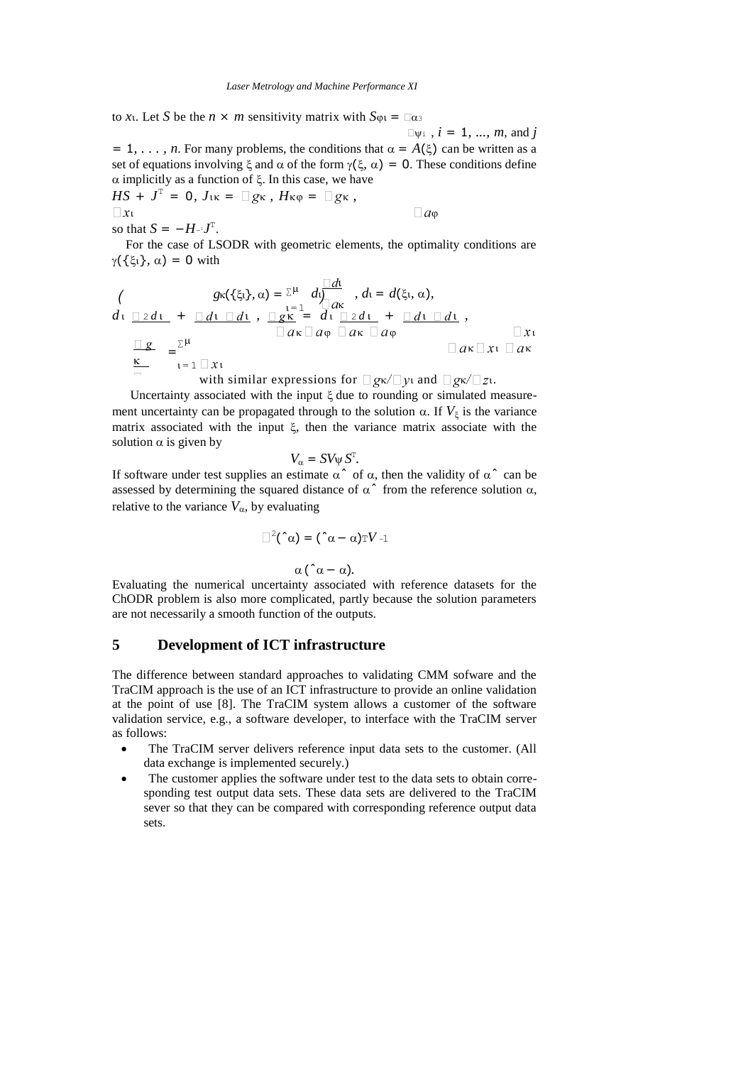to $x_i$. Let $S$ be the $n \times m$ sensitivity matrix with $S_{ji} = \frac{\partial \alpha_j}{\partial \psi_i}$, $i = 1, \ldots, m$, and $j = 1, \ldots, n$. For many problems, the conditions that $\alpha = A(\xi)$ can be written as a set of equations involving $\xi$ and $\alpha$ of the form $\gamma(\xi, \alpha) = 0$. These conditions define $\alpha$ implicitly as a function of $\xi$. In this case, we have

$$HS + J^{T} = 0, \quad J_{ik} = \frac{\partial g_k}{\partial x_i}, \quad H_{kj} = \frac{\partial g_k}{\partial a_j},$$

so that $S = -H^{-1}J^{T}$.

For the case of LSODR with geometric elements, the optimality conditions are $\gamma(\{\xi_i\}, \alpha) = 0$ with

$$g_k(\{\xi_i\}, \alpha) = \sum_{i=1}^{\mu} d_i \frac{\partial d_i}{\partial a_k}, \quad d_i = d(\xi_i, \alpha),$$

$$\frac{\partial g_k}{\partial a_j} = d_i \frac{\partial^2 d_i}{\partial a_k \partial a_j} + \frac{\partial d_i}{\partial a_k} \frac{\partial d_i}{\partial a_j},$$

$$\frac{\partial g_k}{\partial x_i} = \sum_{i=1}^{\mu} \left( d_i \frac{\partial^2 d_i}{\partial a_k \partial x_i} + \frac{\partial d_i}{\partial x_i} \frac{\partial d_i}{\partial a_k} \right),$$

with similar expressions for $\partial g_k / \partial y_i$ and $\partial g_k / \partial z_i$.

Uncertainty associated with the input $\xi$ due to rounding or simulated measurement uncertainty can be propagated through to the solution $\alpha$. If $V_\xi$ is the variance matrix associated with the input $\xi$, then the variance matrix associate with the solution $\alpha$ is given by

$$V_\alpha = S V_\psi S^{T}.$$

If software under test supplies an estimate $\hat{\alpha}$ of $\alpha$, then the validity of $\hat{\alpha}$ can be assessed by determining the squared distance of $\hat{\alpha}$ from the reference solution $\alpha$, relative to the variance $V_\alpha$, by evaluating

$$\chi^2(\hat{\alpha}) = (\hat{\alpha} - \alpha)^{T} V_\alpha^{-1} (\hat{\alpha} - \alpha).$$

Evaluating the numerical uncertainty associated with reference datasets for the ChODR problem is also more complicated, partly because the solution parameters are not necessarily a smooth function of the outputs.

## 5 Development of ICT infrastructure

The difference between standard approaches to validating CMM sofware and the TraCIM approach is the use of an ICT infrastructure to provide an online validation at the point of use [8]. The TraCIM system allows a customer of the software validation service, e.g., a software developer, to interface with the TraCIM server as follows:

- The TraCIM server delivers reference input data sets to the customer. (All data exchange is implemented securely.)
- The customer applies the software under test to the data sets to obtain corresponding test output data sets. These data sets are delivered to the TraCIM sever so that they can be compared with corresponding reference output data sets.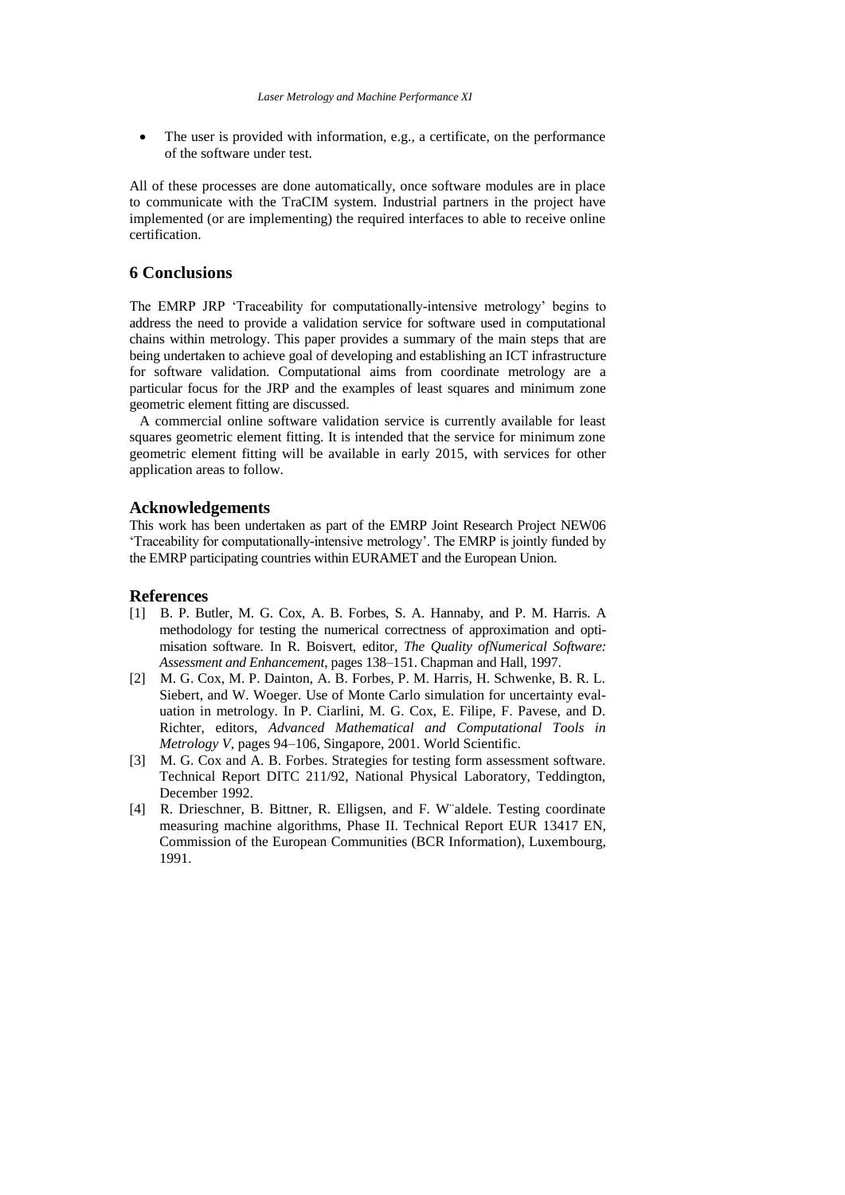- The user is provided with information, e.g., a certificate, on the performance of the software under test.

All of these processes are done automatically, once software modules are in place to communicate with the TraCIM system. Industrial partners in the project have implemented (or are implementing) the required interfaces to able to receive online certification.

## 6 Conclusions

The EMRP JRP 'Traceability for computationally-intensive metrology' begins to address the need to provide a validation service for software used in computational chains within metrology. This paper provides a summary of the main steps that are being undertaken to achieve goal of developing and establishing an ICT infrastructure for software validation. Computational aims from coordinate metrology are a particular focus for the JRP and the examples of least squares and minimum zone geometric element fitting are discussed.

A commercial online software validation service is currently available for least squares geometric element fitting. It is intended that the service for minimum zone geometric element fitting will be available in early 2015, with services for other application areas to follow.

### Acknowledgements

This work has been undertaken as part of the EMRP Joint Research Project NEW06 'Traceability for computationally-intensive metrology'. The EMRP is jointly funded by the EMRP participating countries within EURAMET and the European Union.

### References

[1] B. P. Butler, M. G. Cox, A. B. Forbes, S. A. Hannaby, and P. M. Harris. A methodology for testing the numerical correctness of approximation and optimisation software. In R. Boisvert, editor, *The Quality ofNumerical Software: Assessment and Enhancement*, pages 138–151. Chapman and Hall, 1997.

[2] M. G. Cox, M. P. Dainton, A. B. Forbes, P. M. Harris, H. Schwenke, B. R. L. Siebert, and W. Woeger. Use of Monte Carlo simulation for uncertainty evaluation in metrology. In P. Ciarlini, M. G. Cox, E. Filipe, F. Pavese, and D. Richter, editors, *Advanced Mathematical and Computational Tools in Metrology V*, pages 94–106, Singapore, 2001. World Scientific.

[3] M. G. Cox and A. B. Forbes. Strategies for testing form assessment software. Technical Report DITC 211/92, National Physical Laboratory, Teddington, December 1992.

[4] R. Drieschner, B. Bittner, R. Elligsen, and F. W¨aldele. Testing coordinate measuring machine algorithms, Phase II. Technical Report EUR 13417 EN, Commission of the European Communities (BCR Information), Luxembourg, 1991.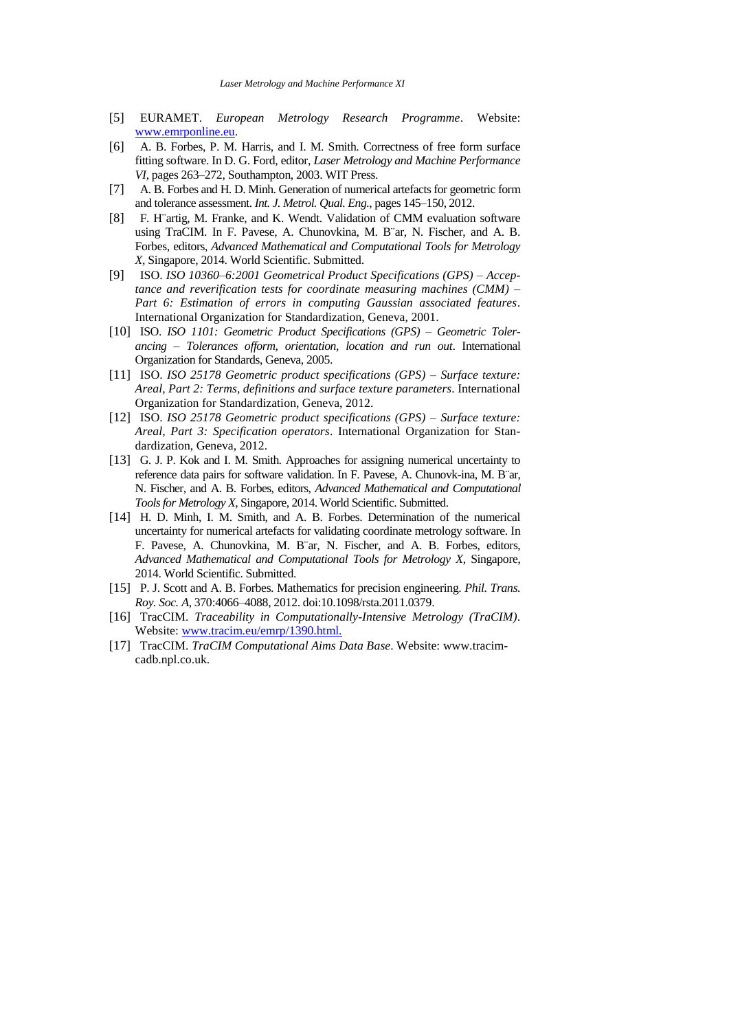[5] EURAMET. *European Metrology Research Programme*. Website: www.emrponline.eu.

[6] A. B. Forbes, P. M. Harris, and I. M. Smith. Correctness of free form surface fitting software. In D. G. Ford, editor, *Laser Metrology and Machine Performance VI*, pages 263–272, Southampton, 2003. WIT Press.

[7] A. B. Forbes and H. D. Minh. Generation of numerical artefacts for geometric form and tolerance assessment. *Int. J. Metrol. Qual. Eng.*, pages 145–150, 2012.

[8] F. H¨artig, M. Franke, and K. Wendt. Validation of CMM evaluation software using TraCIM. In F. Pavese, A. Chunovkina, M. B¨ar, N. Fischer, and A. B. Forbes, editors, *Advanced Mathematical and Computational Tools for Metrology X*, Singapore, 2014. World Scientific. Submitted.

[9] ISO. *ISO 10360–6:2001 Geometrical Product Specifications (GPS) – Acceptance and reverification tests for coordinate measuring machines (CMM) – Part 6: Estimation of errors in computing Gaussian associated features*. International Organization for Standardization, Geneva, 2001.

[10] ISO. *ISO 1101: Geometric Product Specifications (GPS) – Geometric Tolerancing – Tolerances ofform, orientation, location and run out*. International Organization for Standards, Geneva, 2005.

[11] ISO. *ISO 25178 Geometric product specifications (GPS) – Surface texture: Areal, Part 2: Terms, definitions and surface texture parameters*. International Organization for Standardization, Geneva, 2012.

[12] ISO. *ISO 25178 Geometric product specifications (GPS) – Surface texture: Areal, Part 3: Specification operators*. International Organization for Standardization, Geneva, 2012.

[13] G. J. P. Kok and I. M. Smith. Approaches for assigning numerical uncertainty to reference data pairs for software validation. In F. Pavese, A. Chunovk-ina, M. B¨ar, N. Fischer, and A. B. Forbes, editors, *Advanced Mathematical and Computational Tools for Metrology X*, Singapore, 2014. World Scientific. Submitted.

[14] H. D. Minh, I. M. Smith, and A. B. Forbes. Determination of the numerical uncertainty for numerical artefacts for validating coordinate metrology software. In F. Pavese, A. Chunovkina, M. B¨ar, N. Fischer, and A. B. Forbes, editors, *Advanced Mathematical and Computational Tools for Metrology X*, Singapore, 2014. World Scientific. Submitted.

[15] P. J. Scott and A. B. Forbes. Mathematics for precision engineering. *Phil. Trans. Roy. Soc. A*, 370:4066–4088, 2012. doi:10.1098/rsta.2011.0379.

[16] TracCIM. *Traceability in Computationally-Intensive Metrology (TraCIM)*. Website: www.tracim.eu/emrp/1390.html.

[17] TracCIM. *TraCIM Computational Aims Data Base*. Website: www.tracim-cadb.npl.co.uk.